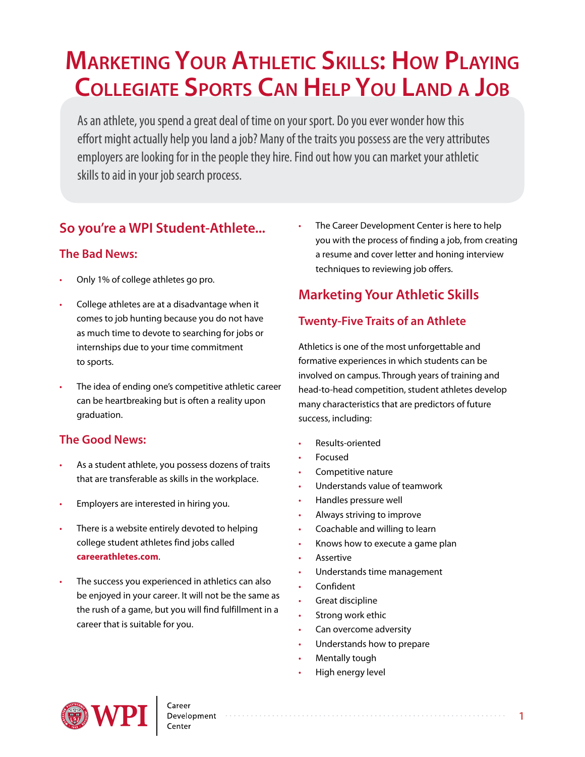# Marketing Your Athletic Skills: How Playing Collegiate Sports Can Help You Land a Job

As an athlete, you spend a great deal of time on your sport. Do you ever wonder how this effort might actually help you land a job? Many of the traits you possess are the very attributes employers are looking for in the people they hire. Find out how you can market your athletic skills to aid in your job search process.

## So you're a WPI Student-Athlete...

### The Bad News:

- Only 1% of college athletes go pro.
- College athletes are at a disadvantage when it comes to job hunting because you do not have as much time to devote to searching for jobs or internships due to your time commitment to sports.
- The idea of ending one's competitive athletic career can be heartbreaking but is often a reality upon graduation.

### The Good News:

- As a student athlete, you possess dozens of traits that are transferable as skills in the workplace.
- Employers are interested in hiring you.
- There is a website entirely devoted to helping college student athletes find jobs called **careerathletes.com**.
- The success you experienced in athletics can also be enjoyed in your career. It will not be the same as the rush of a game, but you will find fulfillment in a career that is suitable for you.
- The Career Development Center is here to help you with the process of finding a job, from creating a resume and cover letter and honing interview techniques to reviewing job offers.

## Marketing Your Athletic Skills

### Twenty-Five Traits of an Athlete

Athletics is one of the most unforgettable and formative experiences in which students can be involved on campus. Through years of training and head-to-head competition, student athletes develop many characteristics that are predictors of future success, including:

- Results-oriented
- Focused
- Competitive nature
- Understands value of teamwork
- Handles pressure well
- Always striving to improve
- Coachable and willing to learn
- Knows how to execute a game plan
- Assertive
- Understands time management
- Confident
- Great discipline
- Strong work ethic
- Can overcome adversity
- Understands how to prepare
- Mentally tough
- High energy level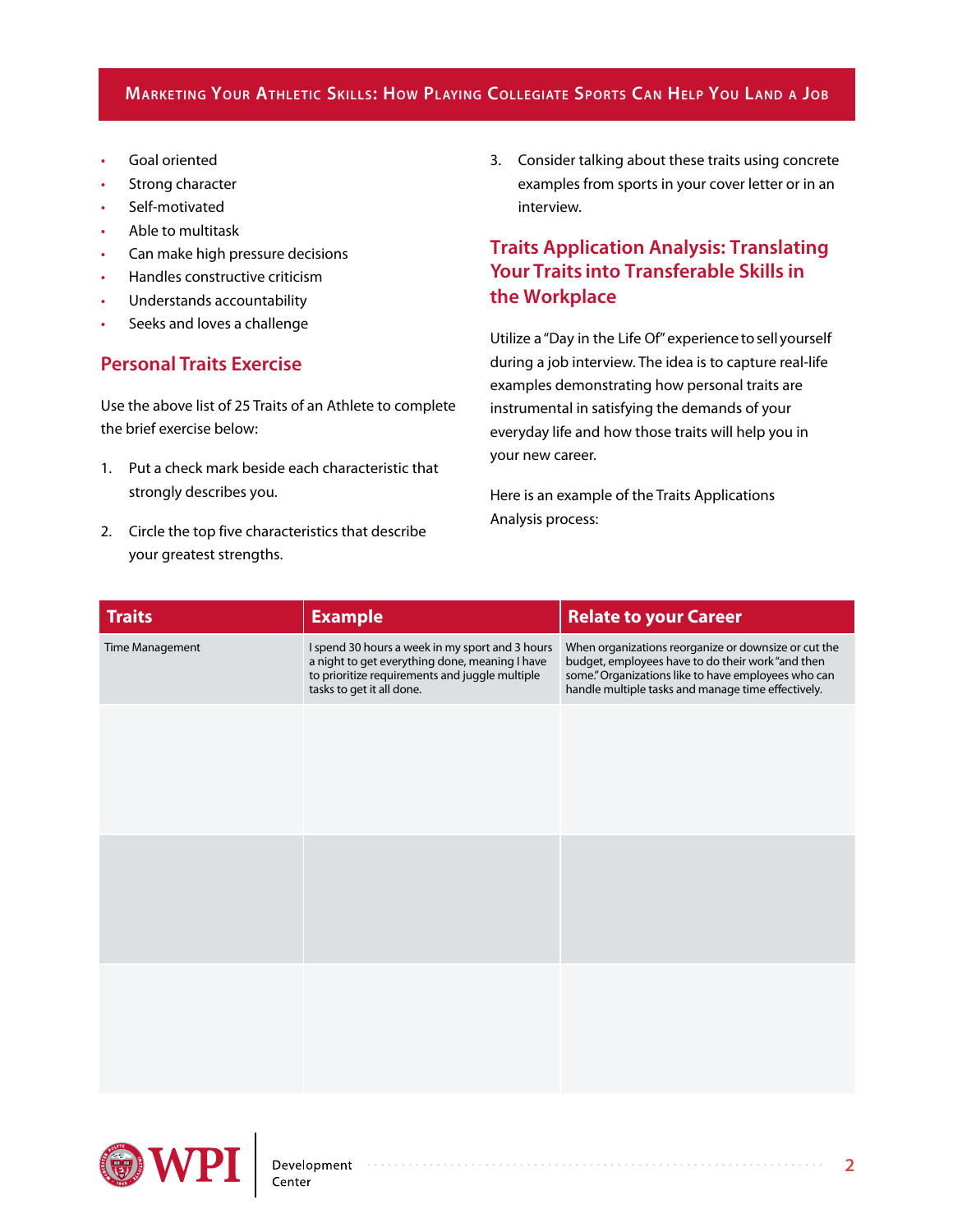- Goal oriented
- Strong character
- Self-motivated
- Able to multitask
- Can make high pressure decisions
- Handles constructive criticism
- Understands accountability
- Seeks and loves a challenge

## Personal Traits Exercise

Use the above list of 25 Traits of an Athlete to complete the brief exercise below:

1. Put a check mark beside each characteristic that strongly describes you.
2. Circle the top five characteristics that describe your greatest strengths.
3. Consider talking about these traits using concrete examples from sports in your cover letter or in an interview.

## Traits Application Analysis: Translating Your Traits into Transferable Skills in the Workplace

Utilize a "Day in the Life Of" experience to sell yourself during a job interview. The idea is to capture real-life examples demonstrating how personal traits are instrumental in satisfying the demands of your everyday life and how those traits will help you in your new career.

Here is an example of the Traits Applications Analysis process:

| Traits | Example | Relate to your Career |
|---|---|---|
| Time Management | I spend 30 hours a week in my sport and 3 hours a night to get everything done, meaning I have to prioritize requirements and juggle multiple tasks to get it all done. | When organizations reorganize or downsize or cut the budget, employees have to do their work "and then some." Organizations like to have employees who can handle multiple tasks and manage time effectively. |
| | | |
| | | |
| | | |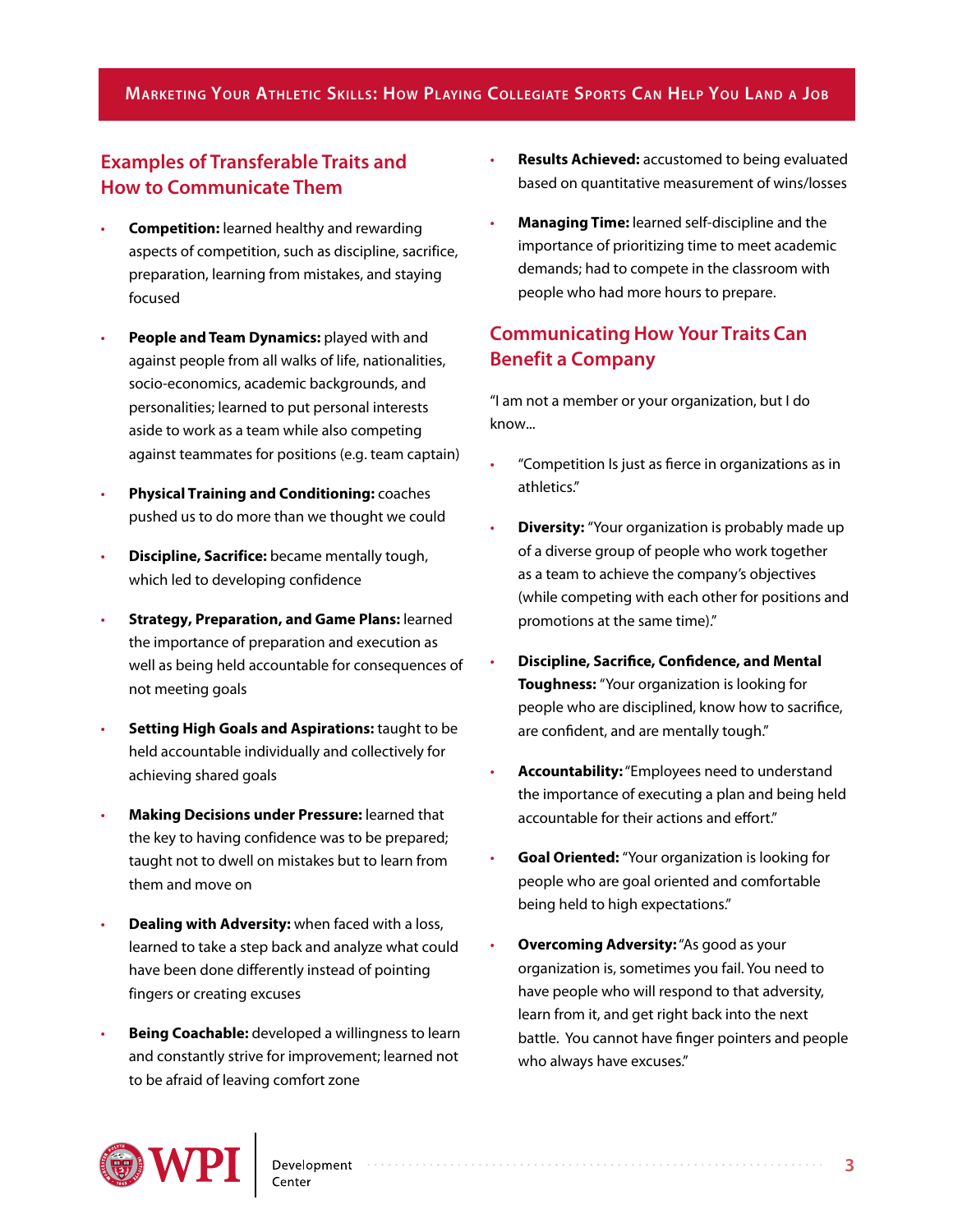## Examples of Transferable Traits and How to Communicate Them

- **Competition:** learned healthy and rewarding aspects of competition, such as discipline, sacrifice, preparation, learning from mistakes, and staying focused
- **People and Team Dynamics:** played with and against people from all walks of life, nationalities, socio-economics, academic backgrounds, and personalities; learned to put personal interests aside to work as a team while also competing against teammates for positions (e.g. team captain)
- **Physical Training and Conditioning:** coaches pushed us to do more than we thought we could
- **Discipline, Sacrifice:** became mentally tough, which led to developing confidence
- **Strategy, Preparation, and Game Plans:** learned the importance of preparation and execution as well as being held accountable for consequences of not meeting goals
- **Setting High Goals and Aspirations:** taught to be held accountable individually and collectively for achieving shared goals
- **Making Decisions under Pressure:** learned that the key to having confidence was to be prepared; taught not to dwell on mistakes but to learn from them and move on
- **Dealing with Adversity:** when faced with a loss, learned to take a step back and analyze what could have been done differently instead of pointing fingers or creating excuses
- **Being Coachable:** developed a willingness to learn and constantly strive for improvement; learned not to be afraid of leaving comfort zone
- **Results Achieved:** accustomed to being evaluated based on quantitative measurement of wins/losses
- **Managing Time:** learned self-discipline and the importance of prioritizing time to meet academic demands; had to compete in the classroom with people who had more hours to prepare.

## Communicating How Your Traits Can Benefit a Company

"I am not a member or your organization, but I do know...

- "Competition Is just as fierce in organizations as in athletics."
- **Diversity:** "Your organization is probably made up of a diverse group of people who work together as a team to achieve the company's objectives (while competing with each other for positions and promotions at the same time)."
- **Discipline, Sacrifice, Confidence, and Mental Toughness:** "Your organization is looking for people who are disciplined, know how to sacrifice, are confident, and are mentally tough."
- **Accountability:** "Employees need to understand the importance of executing a plan and being held accountable for their actions and effort."
- **Goal Oriented:** "Your organization is looking for people who are goal oriented and comfortable being held to high expectations."
- **Overcoming Adversity:** "As good as your organization is, sometimes you fail. You need to have people who will respond to that adversity, learn from it, and get right back into the next battle. You cannot have finger pointers and people who always have excuses."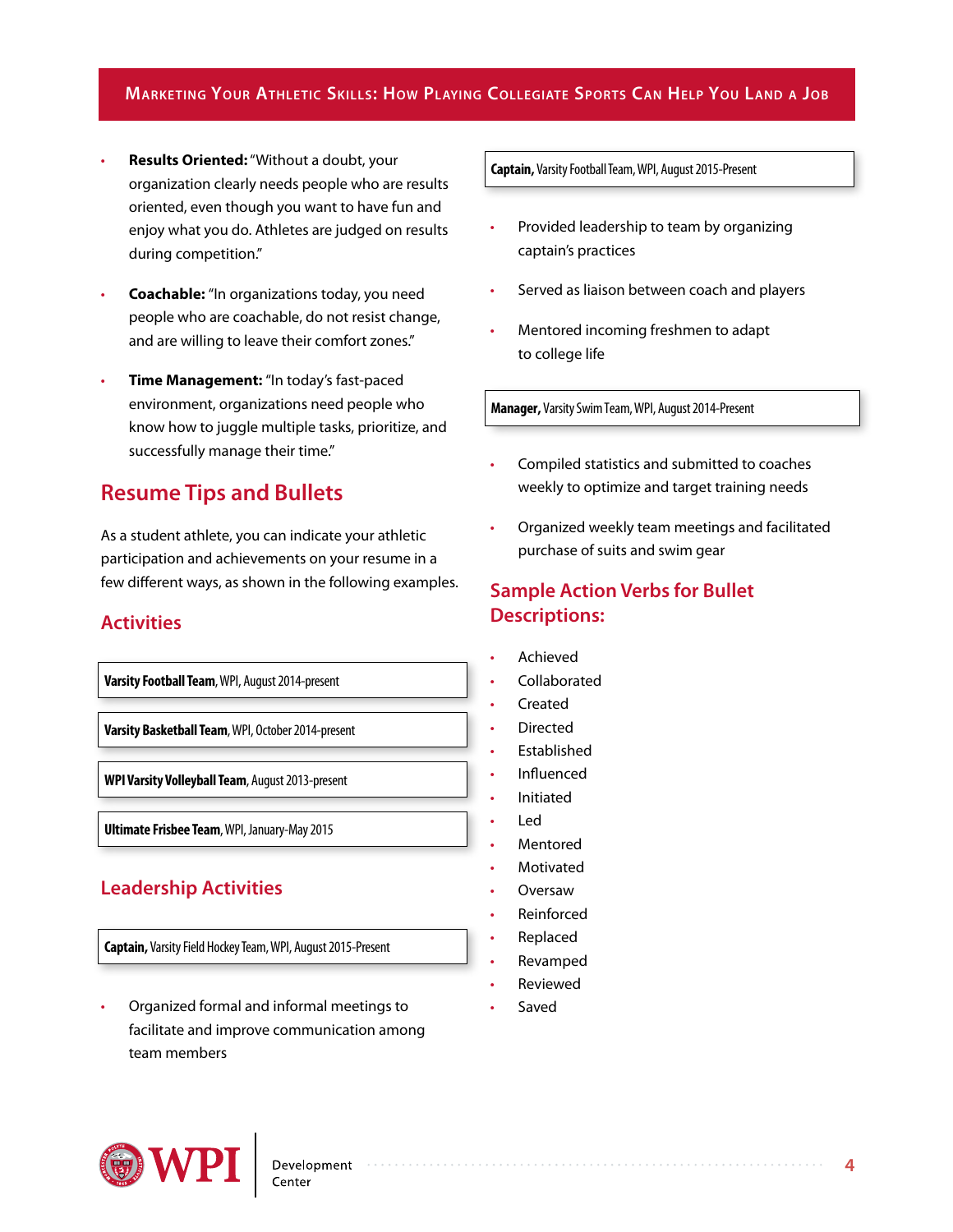- **Results Oriented:** "Without a doubt, your organization clearly needs people who are results oriented, even though you want to have fun and enjoy what you do. Athletes are judged on results during competition."
- **Coachable:** "In organizations today, you need people who are coachable, do not resist change, and are willing to leave their comfort zones."
- **Time Management:** "In today's fast-paced environment, organizations need people who know how to juggle multiple tasks, prioritize, and successfully manage their time."

## Resume Tips and Bullets

As a student athlete, you can indicate your athletic participation and achievements on your resume in a few different ways, as shown in the following examples.

### Activities

**Varsity Football Team**, WPI, August 2014-present

**Varsity Basketball Team**, WPI, October 2014-present

**WPI Varsity Volleyball Team**, August 2013-present

**Ultimate Frisbee Team**, WPI, January-May 2015

### Leadership Activities

**Captain,** Varsity Field Hockey Team, WPI, August 2015-Present

- Organized formal and informal meetings to facilitate and improve communication among team members

**Captain,** Varsity Football Team, WPI, August 2015-Present

- Provided leadership to team by organizing captain's practices
- Served as liaison between coach and players
- Mentored incoming freshmen to adapt to college life

**Manager,** Varsity Swim Team, WPI, August 2014-Present

- Compiled statistics and submitted to coaches weekly to optimize and target training needs
- Organized weekly team meetings and facilitated purchase of suits and swim gear

### Sample Action Verbs for Bullet Descriptions:

- Achieved
- Collaborated
- Created
- Directed
- Established
- Influenced
- Initiated
- Led
- Mentored
- Motivated
- Oversaw
- Reinforced
- Replaced
- Revamped
- Reviewed
- Saved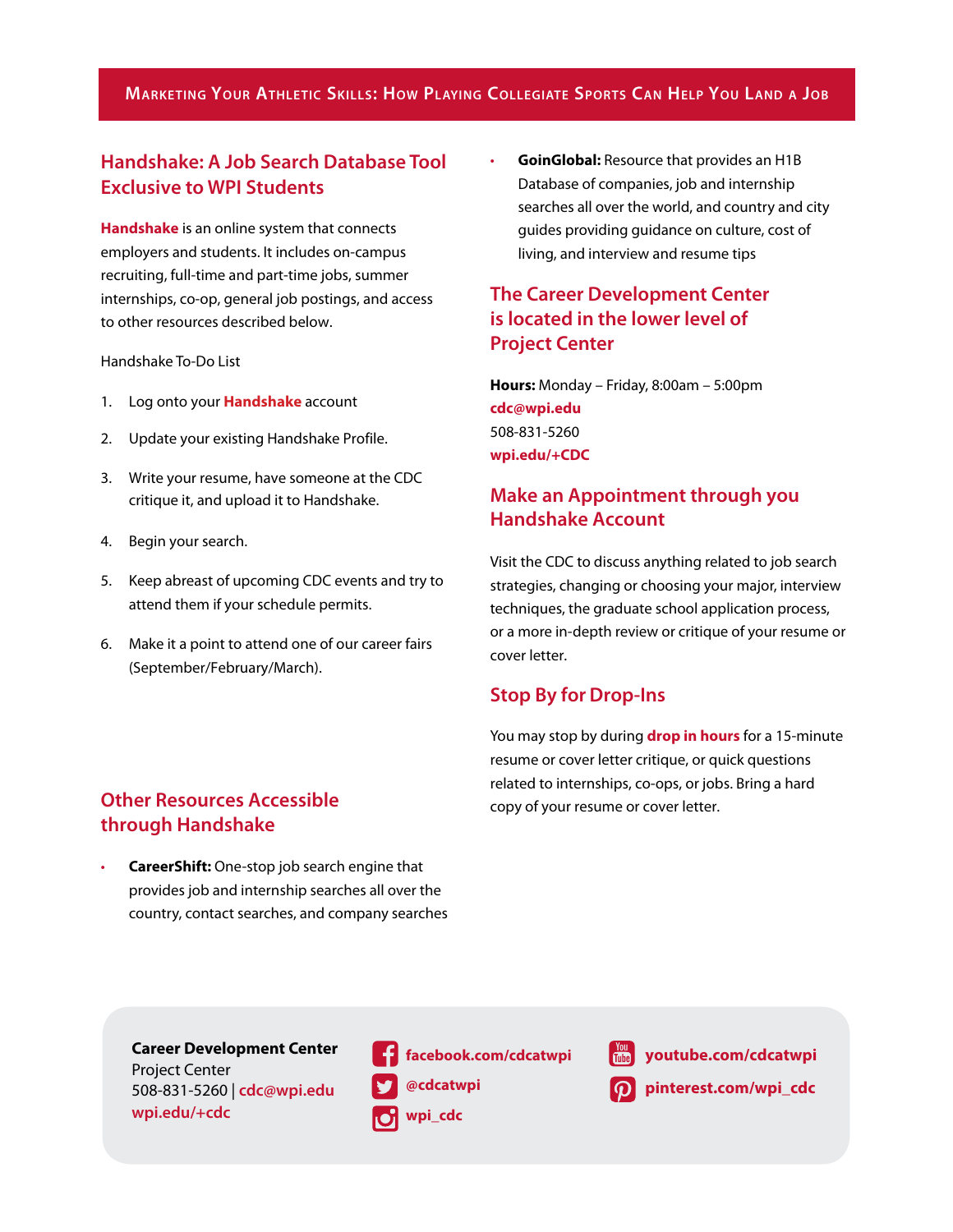## Handshake: A Job Search Database Tool Exclusive to WPI Students

**Handshake** is an online system that connects employers and students. It includes on-campus recruiting, full-time and part-time jobs, summer internships, co-op, general job postings, and access to other resources described below.

Handshake To-Do List

1. Log onto your **Handshake** account
2. Update your existing Handshake Profile.
3. Write your resume, have someone at the CDC critique it, and upload it to Handshake.
4. Begin your search.
5. Keep abreast of upcoming CDC events and try to attend them if your schedule permits.
6. Make it a point to attend one of our career fairs (September/February/March).

## Other Resources Accessible through Handshake

- **CareerShift:** One-stop job search engine that provides job and internship searches all over the country, contact searches, and company searches
- **GoinGlobal:** Resource that provides an H1B Database of companies, job and internship searches all over the world, and country and city guides providing guidance on culture, cost of living, and interview and resume tips

## The Career Development Center is located in the lower level of Project Center

**Hours:** Monday – Friday, 8:00am – 5:00pm
**cdc@wpi.edu**
508-831-5260
**wpi.edu/+CDC**

## Make an Appointment through you Handshake Account

Visit the CDC to discuss anything related to job search strategies, changing or choosing your major, interview techniques, the graduate school application process, or a more in-depth review or critique of your resume or cover letter.

## Stop By for Drop-Ins

You may stop by during **drop in hours** for a 15-minute resume or cover letter critique, or quick questions related to internships, co-ops, or jobs. Bring a hard copy of your resume or cover letter.

**Career Development Center**
Project Center
508-831-5260 | **cdc@wpi.edu**
**wpi.edu/+cdc**

**facebook.com/cdcatwpi**
**@cdcatwpi**
**wpi_cdc**
**youtube.com/cdcatwpi**
**pinterest.com/wpi_cdc**